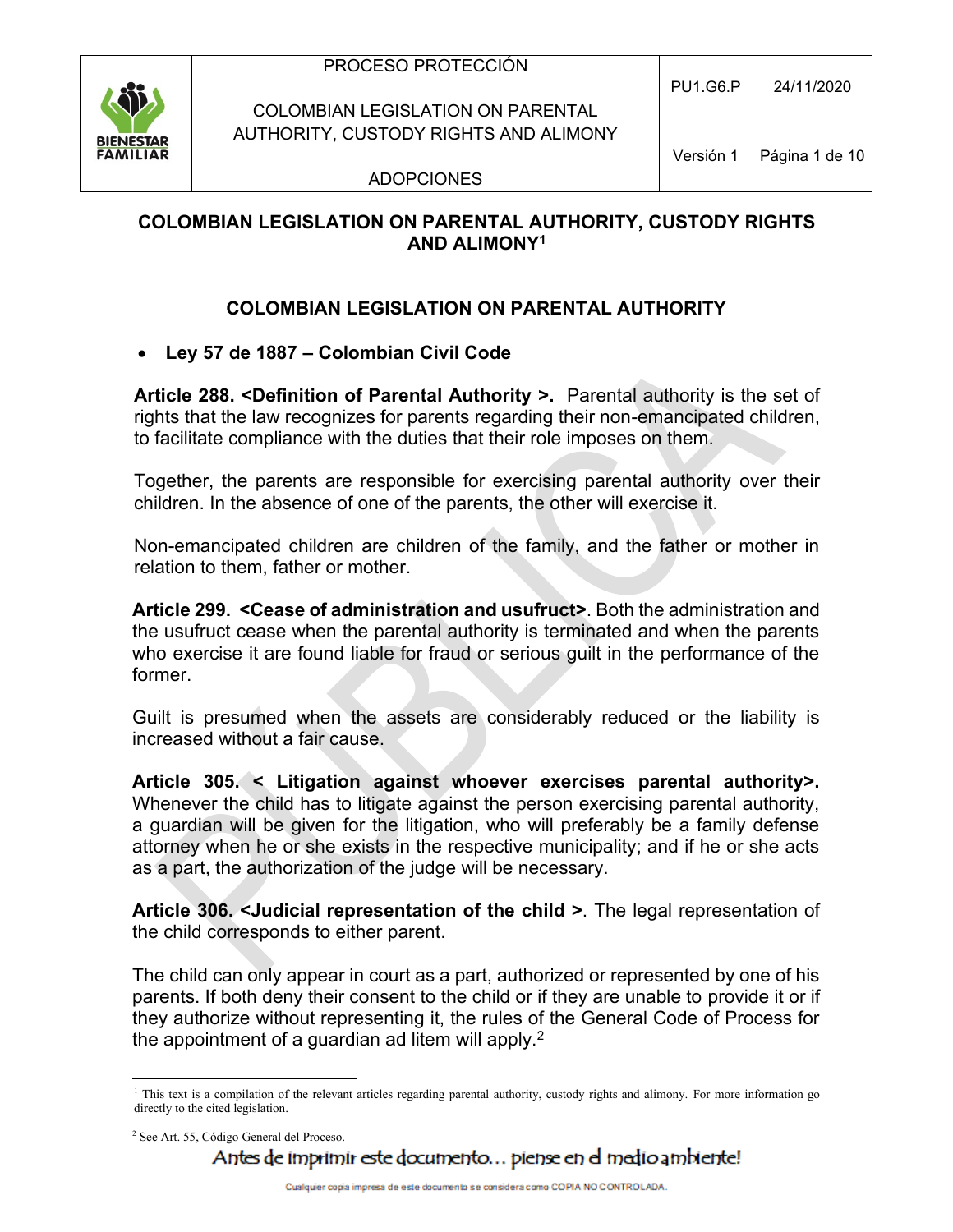# COLOMBIAN LEGISLATION ON PARENTAL AUTHORITY, CUSTODY RIGHTS AND ALIMONY[1]

## COLOMBIAN LEGISLATION ON PARENTAL AUTHORITY

- **Ley 57 de 1887 – Colombian Civil Code**

**Article 288. <Definition of Parental Authority >.** Parental authority is the set of rights that the law recognizes for parents regarding their non-emancipated children, to facilitate compliance with the duties that their role imposes on them.

Together, the parents are responsible for exercising parental authority over their children. In the absence of one of the parents, the other will exercise it.

Non-emancipated children are children of the family, and the father or mother in relation to them, father or mother.

**Article 299. <Cease of administration and usufruct>**. Both the administration and the usufruct cease when the parental authority is terminated and when the parents who exercise it are found liable for fraud or serious guilt in the performance of the former.

Guilt is presumed when the assets are considerably reduced or the liability is increased without a fair cause.

**Article 305. < Litigation against whoever exercises parental authority>.** Whenever the child has to litigate against the person exercising parental authority, a guardian will be given for the litigation, who will preferably be a family defense attorney when he or she exists in the respective municipality; and if he or she acts as a part, the authorization of the judge will be necessary.

**Article 306. <Judicial representation of the child >**. The legal representation of the child corresponds to either parent.

The child can only appear in court as a part, authorized or represented by one of his parents. If both deny their consent to the child or if they are unable to provide it or if they authorize without representing it, the rules of the General Code of Process for the appointment of a guardian ad litem will apply.[2]

---

[1] This text is a compilation of the relevant articles regarding parental authority, custody rights and alimony. For more information go directly to the cited legislation.

[2] See Art. 55, Código General del Proceso.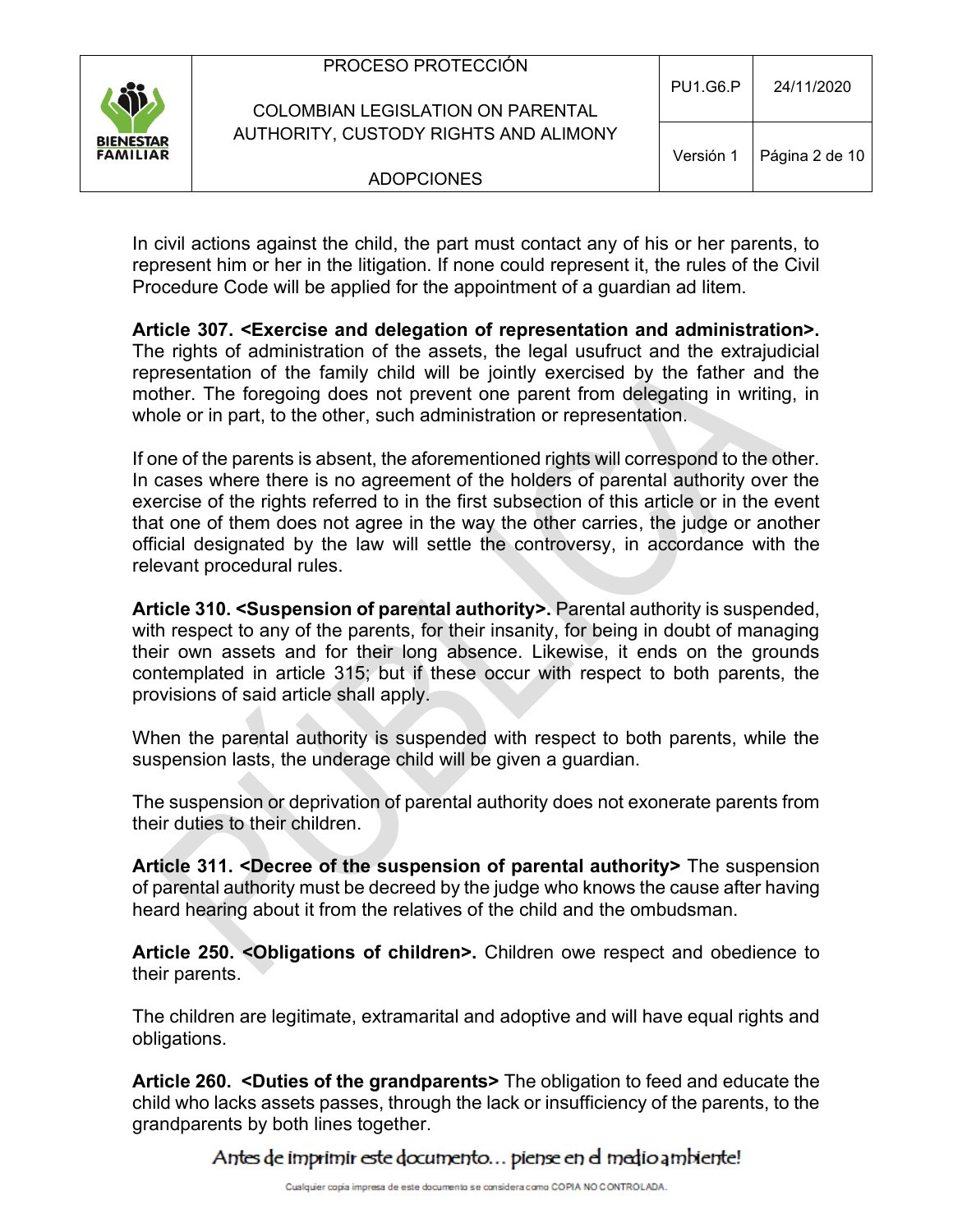In civil actions against the child, the part must contact any of his or her parents, to represent him or her in the litigation. If none could represent it, the rules of the Civil Procedure Code will be applied for the appointment of a guardian ad litem.

**Article 307. <Exercise and delegation of representation and administration>.** The rights of administration of the assets, the legal usufruct and the extrajudicial representation of the family child will be jointly exercised by the father and the mother. The foregoing does not prevent one parent from delegating in writing, in whole or in part, to the other, such administration or representation.

If one of the parents is absent, the aforementioned rights will correspond to the other. In cases where there is no agreement of the holders of parental authority over the exercise of the rights referred to in the first subsection of this article or in the event that one of them does not agree in the way the other carries, the judge or another official designated by the law will settle the controversy, in accordance with the relevant procedural rules.

**Article 310. <Suspension of parental authority>.** Parental authority is suspended, with respect to any of the parents, for their insanity, for being in doubt of managing their own assets and for their long absence. Likewise, it ends on the grounds contemplated in article 315; but if these occur with respect to both parents, the provisions of said article shall apply.

When the parental authority is suspended with respect to both parents, while the suspension lasts, the underage child will be given a guardian.

The suspension or deprivation of parental authority does not exonerate parents from their duties to their children.

**Article 311. <Decree of the suspension of parental authority>** The suspension of parental authority must be decreed by the judge who knows the cause after having heard hearing about it from the relatives of the child and the ombudsman.

**Article 250. <Obligations of children>.** Children owe respect and obedience to their parents.

The children are legitimate, extramarital and adoptive and will have equal rights and obligations.

**Article 260. <Duties of the grandparents>** The obligation to feed and educate the child who lacks assets passes, through the lack or insufficiency of the parents, to the grandparents by both lines together.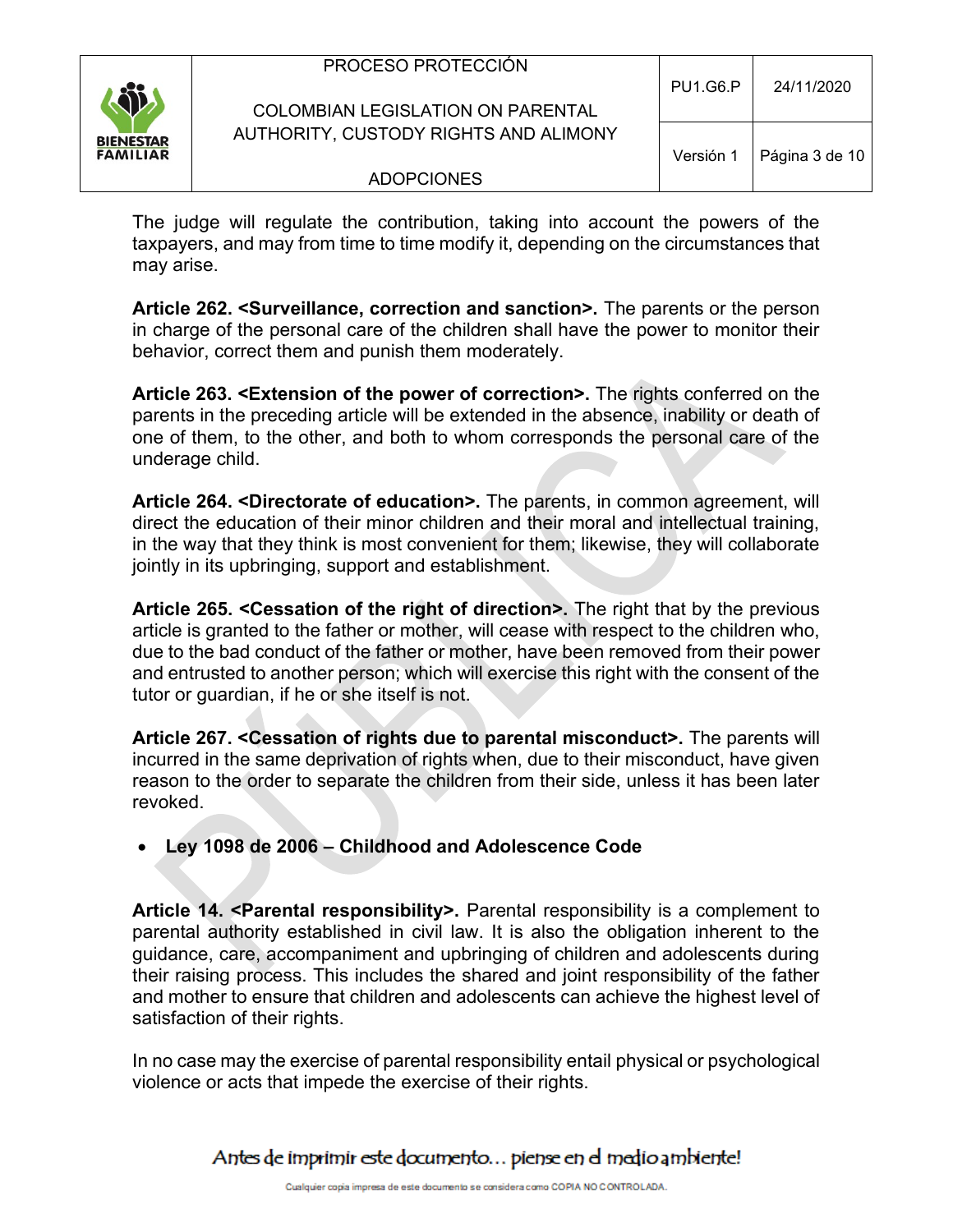The judge will regulate the contribution, taking into account the powers of the taxpayers, and may from time to time modify it, depending on the circumstances that may arise.

**Article 262. <Surveillance, correction and sanction>.** The parents or the person in charge of the personal care of the children shall have the power to monitor their behavior, correct them and punish them moderately.

**Article 263. <Extension of the power of correction>.** The rights conferred on the parents in the preceding article will be extended in the absence, inability or death of one of them, to the other, and both to whom corresponds the personal care of the underage child.

**Article 264. <Directorate of education>.** The parents, in common agreement, will direct the education of their minor children and their moral and intellectual training, in the way that they think is most convenient for them; likewise, they will collaborate jointly in its upbringing, support and establishment.

**Article 265. <Cessation of the right of direction>.** The right that by the previous article is granted to the father or mother, will cease with respect to the children who, due to the bad conduct of the father or mother, have been removed from their power and entrusted to another person; which will exercise this right with the consent of the tutor or guardian, if he or she itself is not.

**Article 267. <Cessation of rights due to parental misconduct>.** The parents will incurred in the same deprivation of rights when, due to their misconduct, have given reason to the order to separate the children from their side, unless it has been later revoked.

- **Ley 1098 de 2006 – Childhood and Adolescence Code**

**Article 14. <Parental responsibility>.** Parental responsibility is a complement to parental authority established in civil law. It is also the obligation inherent to the guidance, care, accompaniment and upbringing of children and adolescents during their raising process. This includes the shared and joint responsibility of the father and mother to ensure that children and adolescents can achieve the highest level of satisfaction of their rights.

In no case may the exercise of parental responsibility entail physical or psychological violence or acts that impede the exercise of their rights.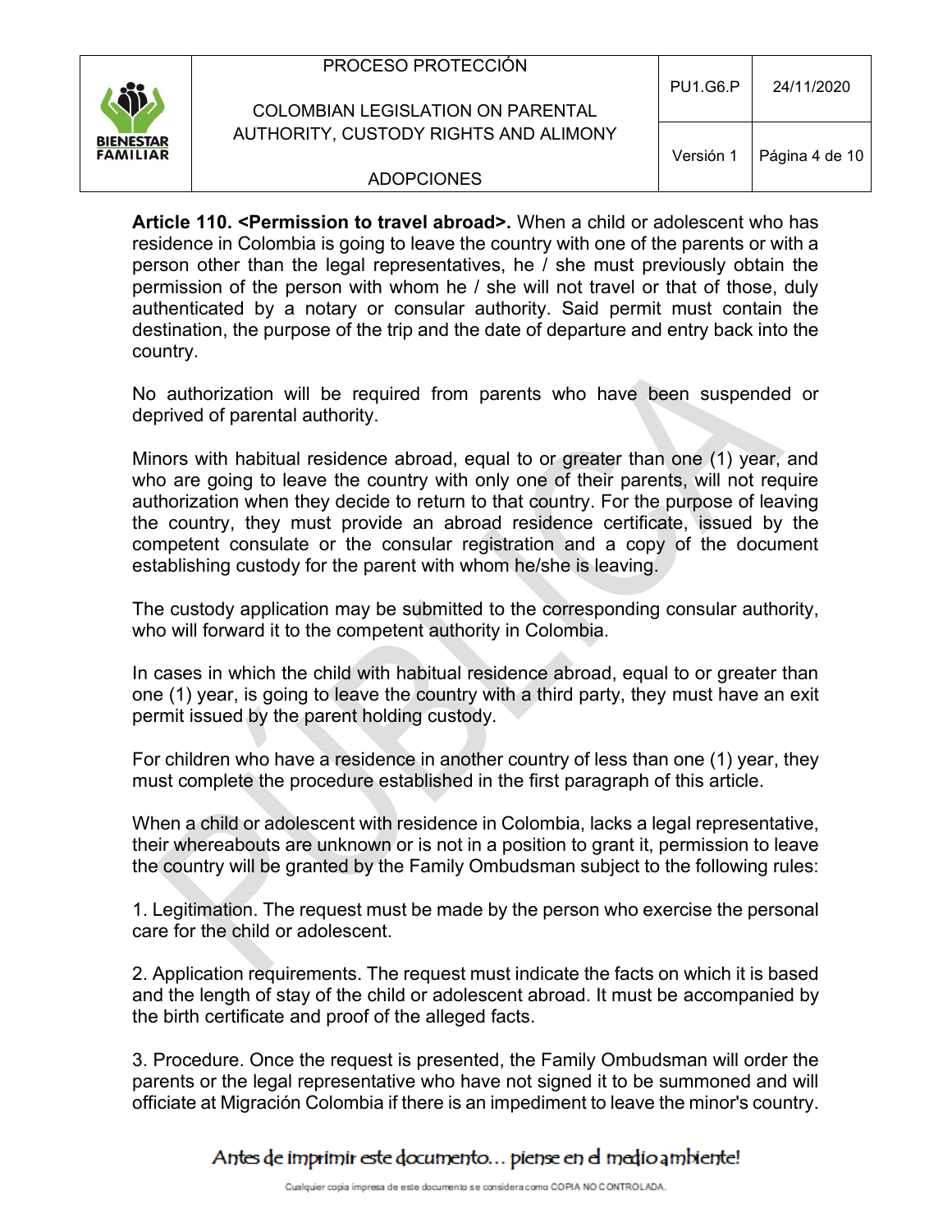**Article 110. <Permission to travel abroad>.** When a child or adolescent who has residence in Colombia is going to leave the country with one of the parents or with a person other than the legal representatives, he / she must previously obtain the permission of the person with whom he / she will not travel or that of those, duly authenticated by a notary or consular authority. Said permit must contain the destination, the purpose of the trip and the date of departure and entry back into the country.

No authorization will be required from parents who have been suspended or deprived of parental authority.

Minors with habitual residence abroad, equal to or greater than one (1) year, and who are going to leave the country with only one of their parents, will not require authorization when they decide to return to that country. For the purpose of leaving the country, they must provide an abroad residence certificate, issued by the competent consulate or the consular registration and a copy of the document establishing custody for the parent with whom he/she is leaving.

The custody application may be submitted to the corresponding consular authority, who will forward it to the competent authority in Colombia.

In cases in which the child with habitual residence abroad, equal to or greater than one (1) year, is going to leave the country with a third party, they must have an exit permit issued by the parent holding custody.

For children who have a residence in another country of less than one (1) year, they must complete the procedure established in the first paragraph of this article.

When a child or adolescent with residence in Colombia, lacks a legal representative, their whereabouts are unknown or is not in a position to grant it, permission to leave the country will be granted by the Family Ombudsman subject to the following rules:

1. Legitimation. The request must be made by the person who exercise the personal care for the child or adolescent.

2. Application requirements. The request must indicate the facts on which it is based and the length of stay of the child or adolescent abroad. It must be accompanied by the birth certificate and proof of the alleged facts.

3. Procedure. Once the request is presented, the Family Ombudsman will order the parents or the legal representative who have not signed it to be summoned and will officiate at Migración Colombia if there is an impediment to leave the minor's country.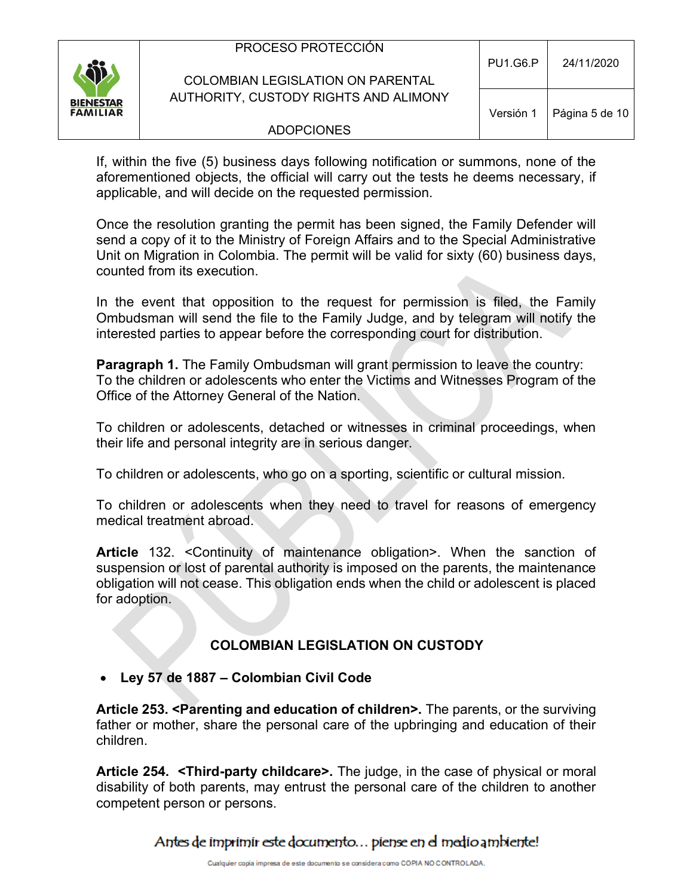If, within the five (5) business days following notification or summons, none of the aforementioned objects, the official will carry out the tests he deems necessary, if applicable, and will decide on the requested permission.

Once the resolution granting the permit has been signed, the Family Defender will send a copy of it to the Ministry of Foreign Affairs and to the Special Administrative Unit on Migration in Colombia. The permit will be valid for sixty (60) business days, counted from its execution.

In the event that opposition to the request for permission is filed, the Family Ombudsman will send the file to the Family Judge, and by telegram will notify the interested parties to appear before the corresponding court for distribution.

**Paragraph 1.** The Family Ombudsman will grant permission to leave the country: To the children or adolescents who enter the Victims and Witnesses Program of the Office of the Attorney General of the Nation.

To children or adolescents, detached or witnesses in criminal proceedings, when their life and personal integrity are in serious danger.

To children or adolescents, who go on a sporting, scientific or cultural mission.

To children or adolescents when they need to travel for reasons of emergency medical treatment abroad.

**Article** 132. <Continuity of maintenance obligation>. When the sanction of suspension or lost of parental authority is imposed on the parents, the maintenance obligation will not cease. This obligation ends when the child or adolescent is placed for adoption.

## COLOMBIAN LEGISLATION ON CUSTODY

- **Ley 57 de 1887 – Colombian Civil Code**

**Article 253. <Parenting and education of children>.** The parents, or the surviving father or mother, share the personal care of the upbringing and education of their children.

**Article 254. <Third-party childcare>.** The judge, in the case of physical or moral disability of both parents, may entrust the personal care of the children to another competent person or persons.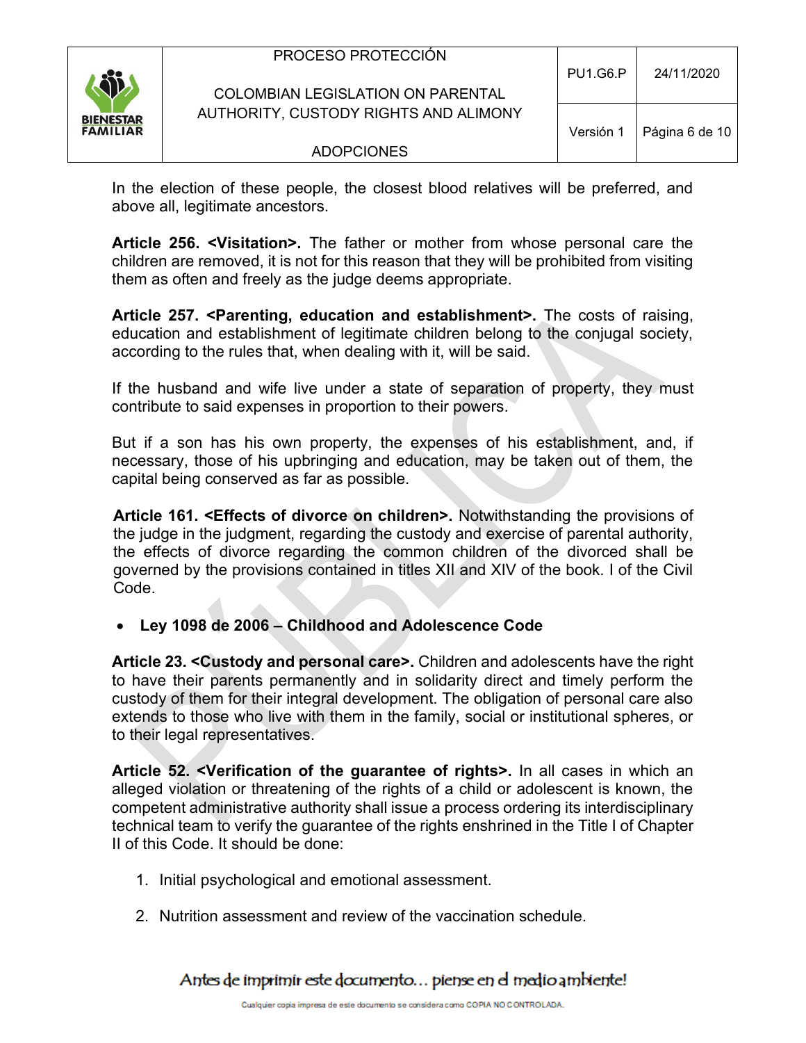In the election of these people, the closest blood relatives will be preferred, and above all, legitimate ancestors.

**Article 256. <Visitation>.** The father or mother from whose personal care the children are removed, it is not for this reason that they will be prohibited from visiting them as often and freely as the judge deems appropriate.

**Article 257. <Parenting, education and establishment>.** The costs of raising, education and establishment of legitimate children belong to the conjugal society, according to the rules that, when dealing with it, will be said.

If the husband and wife live under a state of separation of property, they must contribute to said expenses in proportion to their powers.

But if a son has his own property, the expenses of his establishment, and, if necessary, those of his upbringing and education, may be taken out of them, the capital being conserved as far as possible.

**Article 161. <Effects of divorce on children>.** Notwithstanding the provisions of the judge in the judgment, regarding the custody and exercise of parental authority, the effects of divorce regarding the common children of the divorced shall be governed by the provisions contained in titles XII and XIV of the book. I of the Civil Code.

- **Ley 1098 de 2006 – Childhood and Adolescence Code**

**Article 23. <Custody and personal care>.** Children and adolescents have the right to have their parents permanently and in solidarity direct and timely perform the custody of them for their integral development. The obligation of personal care also extends to those who live with them in the family, social or institutional spheres, or to their legal representatives.

**Article 52. <Verification of the guarantee of rights>.** In all cases in which an alleged violation or threatening of the rights of a child or adolescent is known, the competent administrative authority shall issue a process ordering its interdisciplinary technical team to verify the guarantee of the rights enshrined in the Title I of Chapter II of this Code. It should be done:

1. Initial psychological and emotional assessment.
2. Nutrition assessment and review of the vaccination schedule.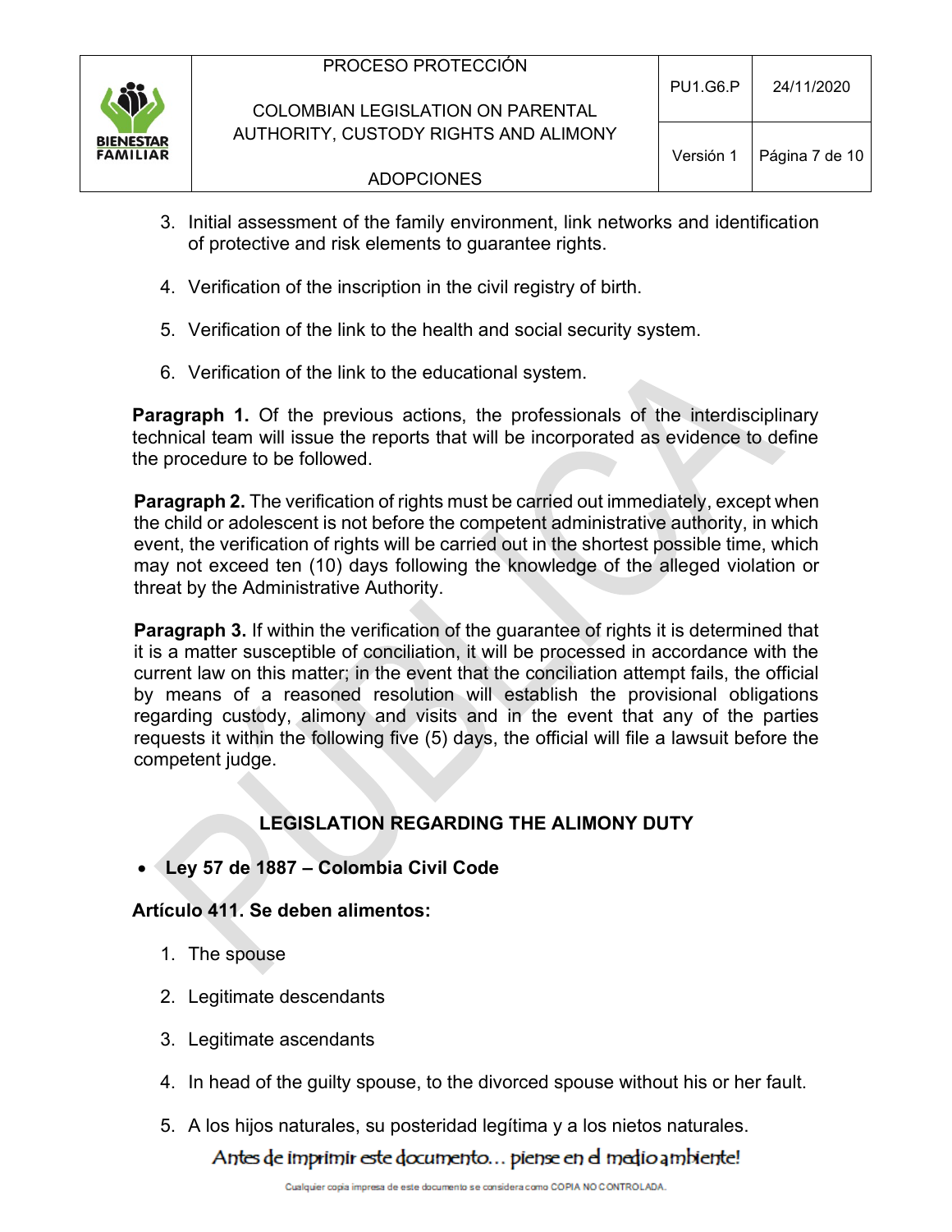3. Initial assessment of the family environment, link networks and identification of protective and risk elements to guarantee rights.

4. Verification of the inscription in the civil registry of birth.

5. Verification of the link to the health and social security system.

6. Verification of the link to the educational system.

**Paragraph 1.** Of the previous actions, the professionals of the interdisciplinary technical team will issue the reports that will be incorporated as evidence to define the procedure to be followed.

**Paragraph 2.** The verification of rights must be carried out immediately, except when the child or adolescent is not before the competent administrative authority, in which event, the verification of rights will be carried out in the shortest possible time, which may not exceed ten (10) days following the knowledge of the alleged violation or threat by the Administrative Authority.

**Paragraph 3.** If within the verification of the guarantee of rights it is determined that it is a matter susceptible of conciliation, it will be processed in accordance with the current law on this matter; in the event that the conciliation attempt fails, the official by means of a reasoned resolution will establish the provisional obligations regarding custody, alimony and visits and in the event that any of the parties requests it within the following five (5) days, the official will file a lawsuit before the competent judge.

## LEGISLATION REGARDING THE ALIMONY DUTY

- **Ley 57 de 1887 – Colombia Civil Code**

**Artículo 411. Se deben alimentos:**

1. The spouse

2. Legitimate descendants

3. Legitimate ascendants

4. In head of the guilty spouse, to the divorced spouse without his or her fault.

5. A los hijos naturales, su posteridad legítima y a los nietos naturales.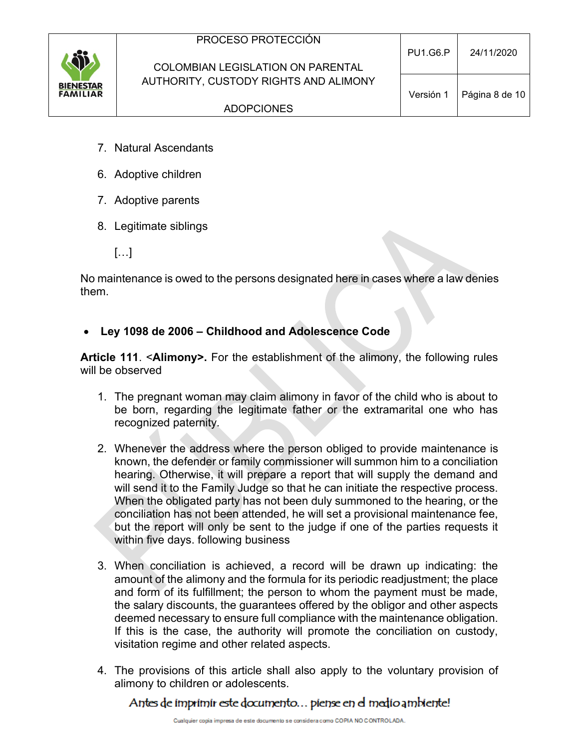7. Natural Ascendants

6. Adoptive children

7. Adoptive parents

8. Legitimate siblings

   […]

No maintenance is owed to the persons designated here in cases where a law denies them.

- **Ley 1098 de 2006 – Childhood and Adolescence Code**

**Article 111**. <**Alimony>.** For the establishment of the alimony, the following rules will be observed

1. The pregnant woman may claim alimony in favor of the child who is about to be born, regarding the legitimate father or the extramarital one who has recognized paternity.

2. Whenever the address where the person obliged to provide maintenance is known, the defender or family commissioner will summon him to a conciliation hearing. Otherwise, it will prepare a report that will supply the demand and will send it to the Family Judge so that he can initiate the respective process. When the obligated party has not been duly summoned to the hearing, or the conciliation has not been attended, he will set a provisional maintenance fee, but the report will only be sent to the judge if one of the parties requests it within five days. following business

3. When conciliation is achieved, a record will be drawn up indicating: the amount of the alimony and the formula for its periodic readjustment; the place and form of its fulfillment; the person to whom the payment must be made, the salary discounts, the guarantees offered by the obligor and other aspects deemed necessary to ensure full compliance with the maintenance obligation. If this is the case, the authority will promote the conciliation on custody, visitation regime and other related aspects.

4. The provisions of this article shall also apply to the voluntary provision of alimony to children or adolescents.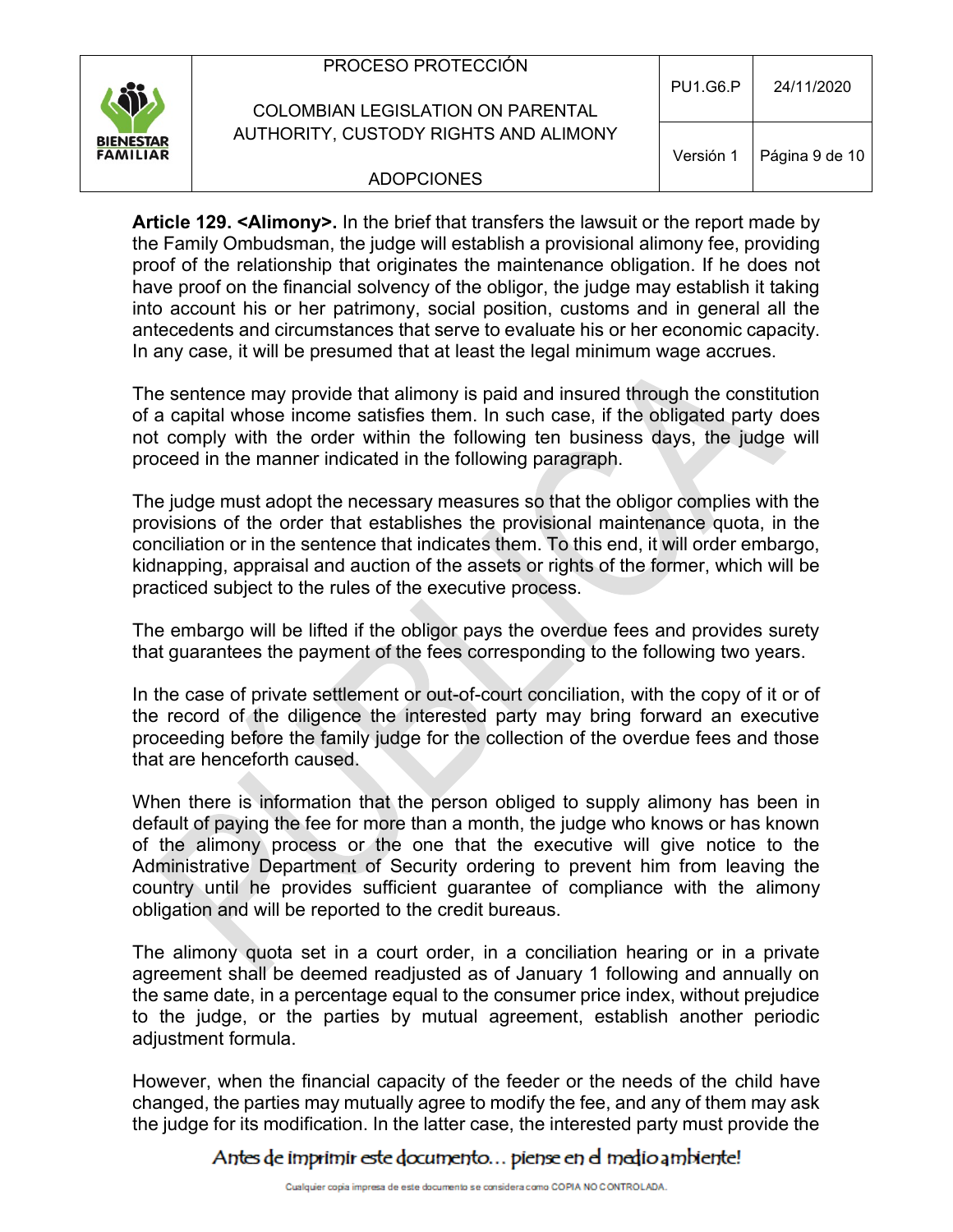**Article 129. <Alimony>.** In the brief that transfers the lawsuit or the report made by the Family Ombudsman, the judge will establish a provisional alimony fee, providing proof of the relationship that originates the maintenance obligation. If he does not have proof on the financial solvency of the obligor, the judge may establish it taking into account his or her patrimony, social position, customs and in general all the antecedents and circumstances that serve to evaluate his or her economic capacity. In any case, it will be presumed that at least the legal minimum wage accrues.

The sentence may provide that alimony is paid and insured through the constitution of a capital whose income satisfies them. In such case, if the obligated party does not comply with the order within the following ten business days, the judge will proceed in the manner indicated in the following paragraph.

The judge must adopt the necessary measures so that the obligor complies with the provisions of the order that establishes the provisional maintenance quota, in the conciliation or in the sentence that indicates them. To this end, it will order embargo, kidnapping, appraisal and auction of the assets or rights of the former, which will be practiced subject to the rules of the executive process.

The embargo will be lifted if the obligor pays the overdue fees and provides surety that guarantees the payment of the fees corresponding to the following two years.

In the case of private settlement or out-of-court conciliation, with the copy of it or of the record of the diligence the interested party may bring forward an executive proceeding before the family judge for the collection of the overdue fees and those that are henceforth caused.

When there is information that the person obliged to supply alimony has been in default of paying the fee for more than a month, the judge who knows or has known of the alimony process or the one that the executive will give notice to the Administrative Department of Security ordering to prevent him from leaving the country until he provides sufficient guarantee of compliance with the alimony obligation and will be reported to the credit bureaus.

The alimony quota set in a court order, in a conciliation hearing or in a private agreement shall be deemed readjusted as of January 1 following and annually on the same date, in a percentage equal to the consumer price index, without prejudice to the judge, or the parties by mutual agreement, establish another periodic adjustment formula.

However, when the financial capacity of the feeder or the needs of the child have changed, the parties may mutually agree to modify the fee, and any of them may ask the judge for its modification. In the latter case, the interested party must provide the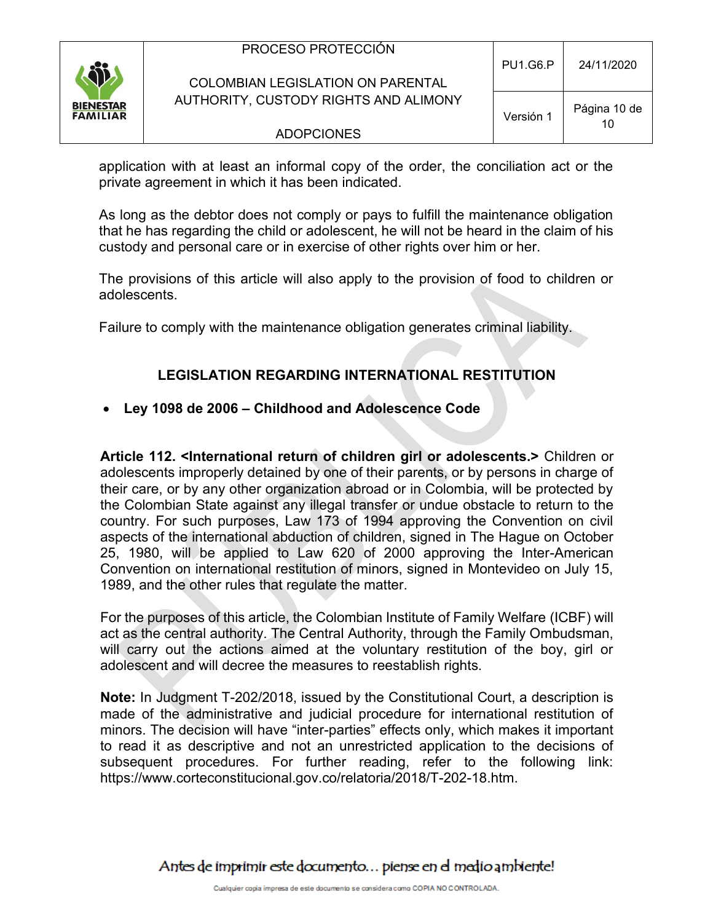application with at least an informal copy of the order, the conciliation act or the private agreement in which it has been indicated.

As long as the debtor does not comply or pays to fulfill the maintenance obligation that he has regarding the child or adolescent, he will not be heard in the claim of his custody and personal care or in exercise of other rights over him or her.

The provisions of this article will also apply to the provision of food to children or adolescents.

Failure to comply with the maintenance obligation generates criminal liability.

## LEGISLATION REGARDING INTERNATIONAL RESTITUTION

- **Ley 1098 de 2006 – Childhood and Adolescence Code**

**Article 112. <International return of children girl or adolescents.>** Children or adolescents improperly detained by one of their parents, or by persons in charge of their care, or by any other organization abroad or in Colombia, will be protected by the Colombian State against any illegal transfer or undue obstacle to return to the country. For such purposes, Law 173 of 1994 approving the Convention on civil aspects of the international abduction of children, signed in The Hague on October 25, 1980, will be applied to Law 620 of 2000 approving the Inter-American Convention on international restitution of minors, signed in Montevideo on July 15, 1989, and the other rules that regulate the matter.

For the purposes of this article, the Colombian Institute of Family Welfare (ICBF) will act as the central authority. The Central Authority, through the Family Ombudsman, will carry out the actions aimed at the voluntary restitution of the boy, girl or adolescent and will decree the measures to reestablish rights.

**Note:** In Judgment T-202/2018, issued by the Constitutional Court, a description is made of the administrative and judicial procedure for international restitution of minors. The decision will have "inter-parties" effects only, which makes it important to read it as descriptive and not an unrestricted application to the decisions of subsequent procedures. For further reading, refer to the following link: https://www.corteconstitucional.gov.co/relatoria/2018/T-202-18.htm.